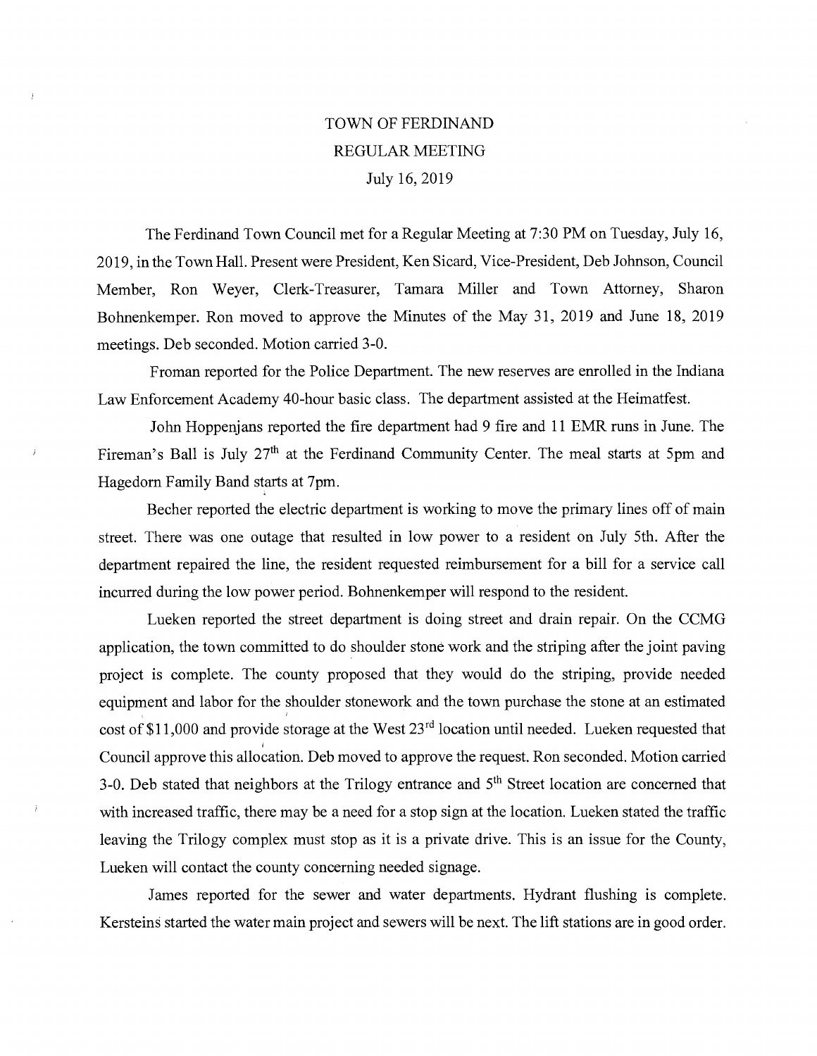# TOWN OF FERDINAND
## REGULAR MEETING
### July 16, 2019

The Ferdinand Town Council met for a Regular Meeting at 7:30 PM on Tuesday, July 16, 2019, in the Town Hall. Present were President, Ken Sicard, Vice-President, Deb Johnson, Council Member, Ron Weyer, Clerk-Treasurer, Tamara Miller and Town Attorney, Sharon Bohnenkemper. Ron moved to approve the Minutes of the May 31, 2019 and June 18, 2019 meetings. Deb seconded. Motion carried 3-0.

Froman reported for the Police Department. The new reserves are enrolled in the Indiana Law Enforcement Academy 40-hour basic class. The department assisted at the Heimatfest.

John Hoppenjans reported the fire department had 9 fire and 11 EMR runs in June. The Fireman's Ball is July 27th at the Ferdinand Community Center. The meal starts at 5pm and Hagedorn Family Band starts at 7pm.

Becher reported the electric department is working to move the primary lines off of main street. There was one outage that resulted in low power to a resident on July 5th. After the department repaired the line, the resident requested reimbursement for a bill for a service call incurred during the low power period. Bohnenkemper will respond to the resident.

Lueken reported the street department is doing street and drain repair. On the CCMG application, the town committed to do shoulder stone work and the striping after the joint paving project is complete. The county proposed that they would do the striping, provide needed equipment and labor for the shoulder stonework and the town purchase the stone at an estimated cost of $11,000 and provide storage at the West 23rd location until needed. Lueken requested that Council approve this allocation. Deb moved to approve the request. Ron seconded. Motion carried 3-0. Deb stated that neighbors at the Trilogy entrance and 5th Street location are concerned that with increased traffic, there may be a need for a stop sign at the location. Lueken stated the traffic leaving the Trilogy complex must stop as it is a private drive. This is an issue for the County, Lueken will contact the county concerning needed signage.

James reported for the sewer and water departments. Hydrant flushing is complete. Kersteins started the water main project and sewers will be next. The lift stations are in good order.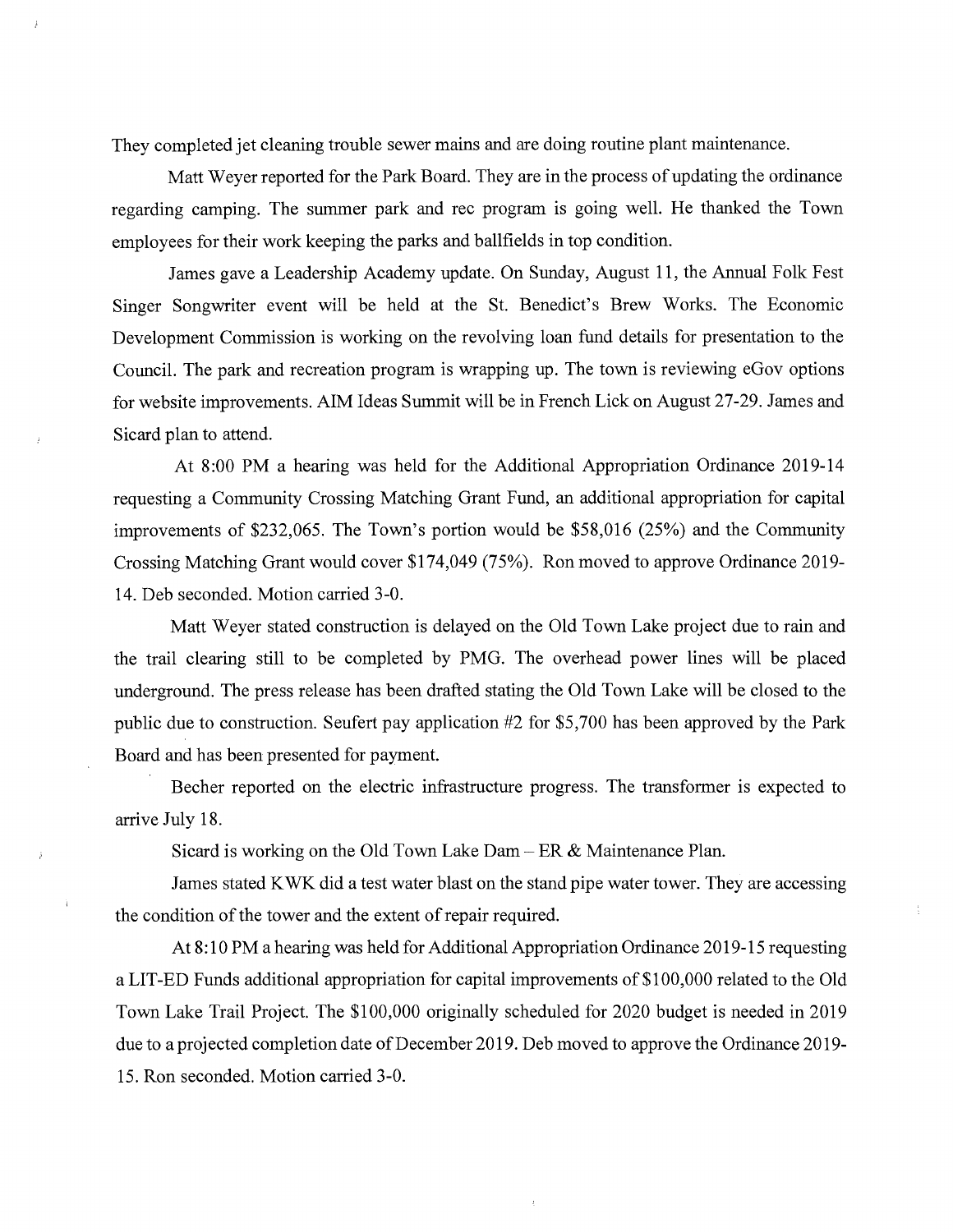They completed jet cleaning trouble sewer mains and are doing routine plant maintenance.

Matt Weyer reported for the Park Board. They are in the process of updating the ordinance regarding camping. The summer park and rec program is going well. He thanked the Town employees for their work keeping the parks and ballfields in top condition.

James gave a Leadership Academy update. On Sunday, August 11, the Annual Folk Fest Singer Songwriter event will be held at the St. Benedict's Brew Works. The Economic Development Commission is working on the revolving loan fund details for presentation to the Council. The park and recreation program is wrapping up. The town is reviewing eGov options for website improvements. AIM Ideas Summit will be in French Lick on August 27-29. James and Sicard plan to attend.

At 8:00 PM a hearing was held for the Additional Appropriation Ordinance 2019-14 requesting a Community Crossing Matching Grant Fund, an additional appropriation for capital improvements of $232,065. The Town's portion would be $58,016 (25%) and the Community Crossing Matching Grant would cover $174,049 (75%). Ron moved to approve Ordinance 2019-14. Deb seconded. Motion carried 3-0.

Matt Weyer stated construction is delayed on the Old Town Lake project due to rain and the trail clearing still to be completed by PMG. The overhead power lines will be placed underground. The press release has been drafted stating the Old Town Lake will be closed to the public due to construction. Seufert pay application #2 for $5,700 has been approved by the Park Board and has been presented for payment.

Becher reported on the electric infrastructure progress. The transformer is expected to arrive July 18.

Sicard is working on the Old Town Lake Dam – ER & Maintenance Plan.

James stated KWK did a test water blast on the stand pipe water tower. They are accessing the condition of the tower and the extent of repair required.

At 8:10 PM a hearing was held for Additional Appropriation Ordinance 2019-15 requesting a LIT-ED Funds additional appropriation for capital improvements of $100,000 related to the Old Town Lake Trail Project. The $100,000 originally scheduled for 2020 budget is needed in 2019 due to a projected completion date of December 2019. Deb moved to approve the Ordinance 2019-15. Ron seconded. Motion carried 3-0.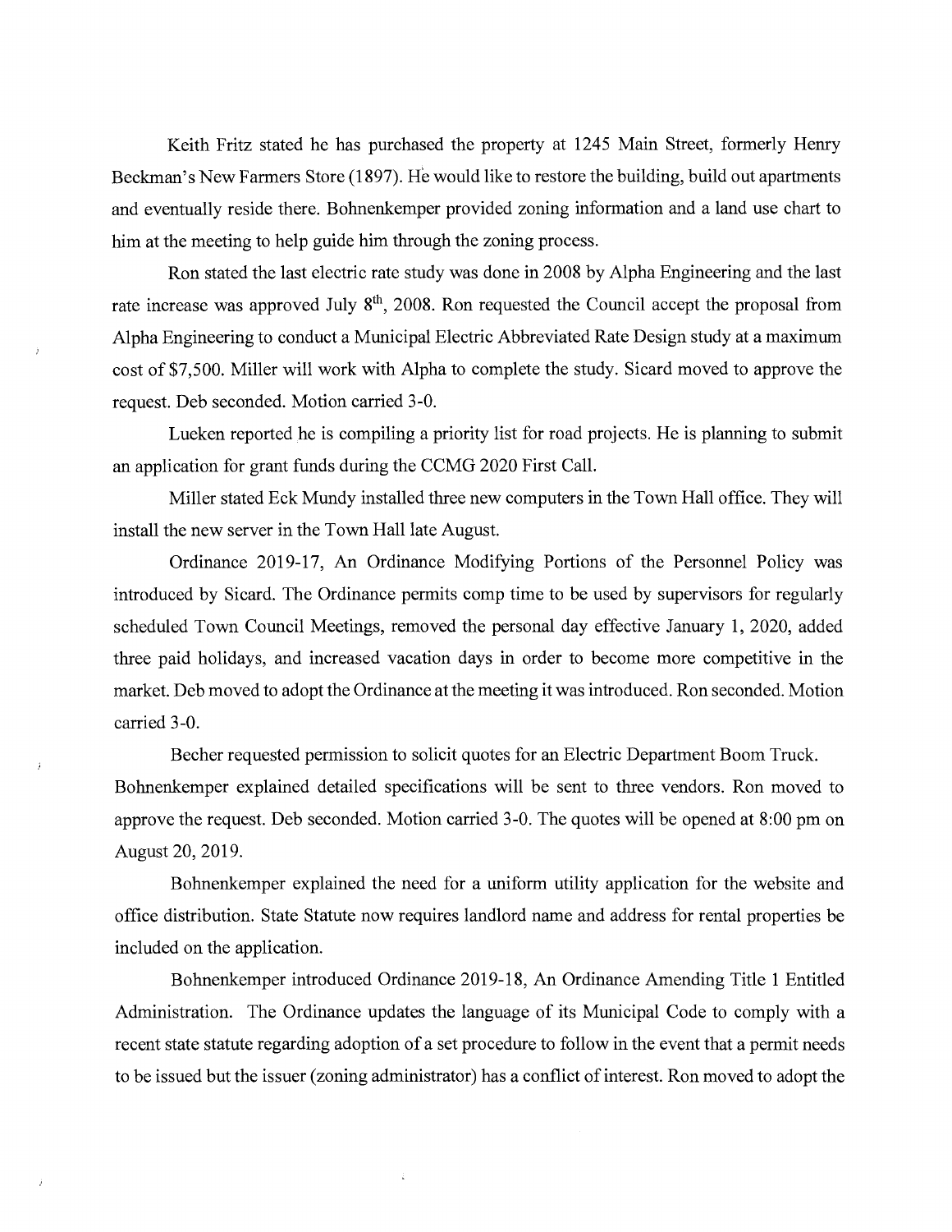Keith Fritz stated he has purchased the property at 1245 Main Street, formerly Henry Beckman's New Farmers Store (1897). He would like to restore the building, build out apartments and eventually reside there. Bohnenkemper provided zoning information and a land use chart to him at the meeting to help guide him through the zoning process.

Ron stated the last electric rate study was done in 2008 by Alpha Engineering and the last rate increase was approved July 8th, 2008. Ron requested the Council accept the proposal from Alpha Engineering to conduct a Municipal Electric Abbreviated Rate Design study at a maximum cost of $7,500. Miller will work with Alpha to complete the study. Sicard moved to approve the request. Deb seconded. Motion carried 3-0.

Lueken reported he is compiling a priority list for road projects. He is planning to submit an application for grant funds during the CCMG 2020 First Call.

Miller stated Eck Mundy installed three new computers in the Town Hall office. They will install the new server in the Town Hall late August.

Ordinance 2019-17, An Ordinance Modifying Portions of the Personnel Policy was introduced by Sicard. The Ordinance permits comp time to be used by supervisors for regularly scheduled Town Council Meetings, removed the personal day effective January 1, 2020, added three paid holidays, and increased vacation days in order to become more competitive in the market. Deb moved to adopt the Ordinance at the meeting it was introduced. Ron seconded. Motion carried 3-0.

Becher requested permission to solicit quotes for an Electric Department Boom Truck. Bohnenkemper explained detailed specifications will be sent to three vendors. Ron moved to approve the request. Deb seconded. Motion carried 3-0. The quotes will be opened at 8:00 pm on August 20, 2019.

Bohnenkemper explained the need for a uniform utility application for the website and office distribution. State Statute now requires landlord name and address for rental properties be included on the application.

Bohnenkemper introduced Ordinance 2019-18, An Ordinance Amending Title 1 Entitled Administration. The Ordinance updates the language of its Municipal Code to comply with a recent state statute regarding adoption of a set procedure to follow in the event that a permit needs to be issued but the issuer (zoning administrator) has a conflict of interest. Ron moved to adopt the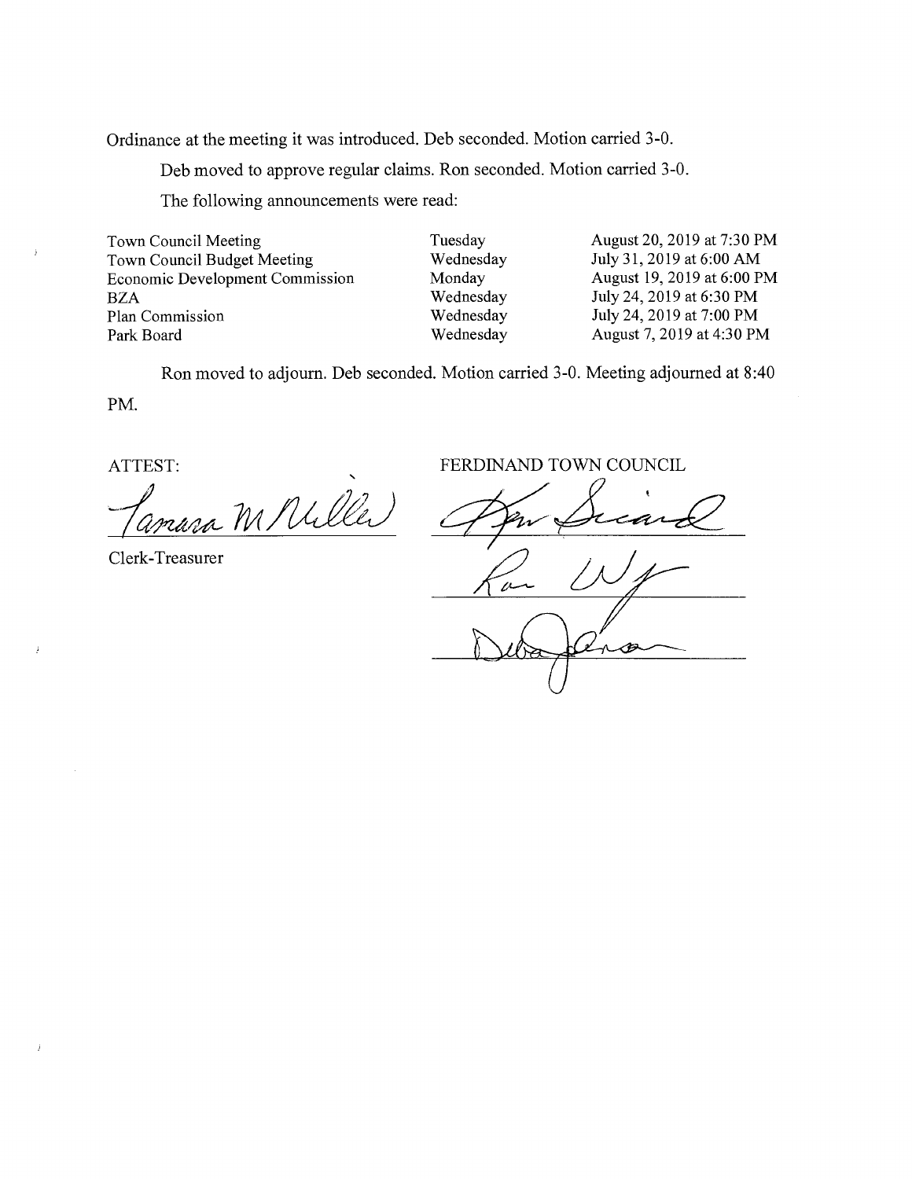Ordinance at the meeting it was introduced. Deb seconded. Motion carried 3-0.

Deb moved to approve regular claims. Ron seconded. Motion carried 3-0.

The following announcements were read:

| | | |
|---|---|---|
| Town Council Meeting | Tuesday | August 20, 2019 at 7:30 PM |
| Town Council Budget Meeting | Wednesday | July 31, 2019 at 6:00 AM |
| Economic Development Commission | Monday | August 19, 2019 at 6:00 PM |
| BZA | Wednesday | July 24, 2019 at 6:30 PM |
| Plan Commission | Wednesday | July 24, 2019 at 7:00 PM |
| Park Board | Wednesday | August 7, 2019 at 4:30 PM |

Ron moved to adjourn. Deb seconded. Motion carried 3-0. Meeting adjourned at 8:40 PM.

ATTEST:

Tamara M Miller

Clerk-Treasurer

FERDINAND TOWN COUNCIL

Ken Sicard

Ron W

Debra Jerman